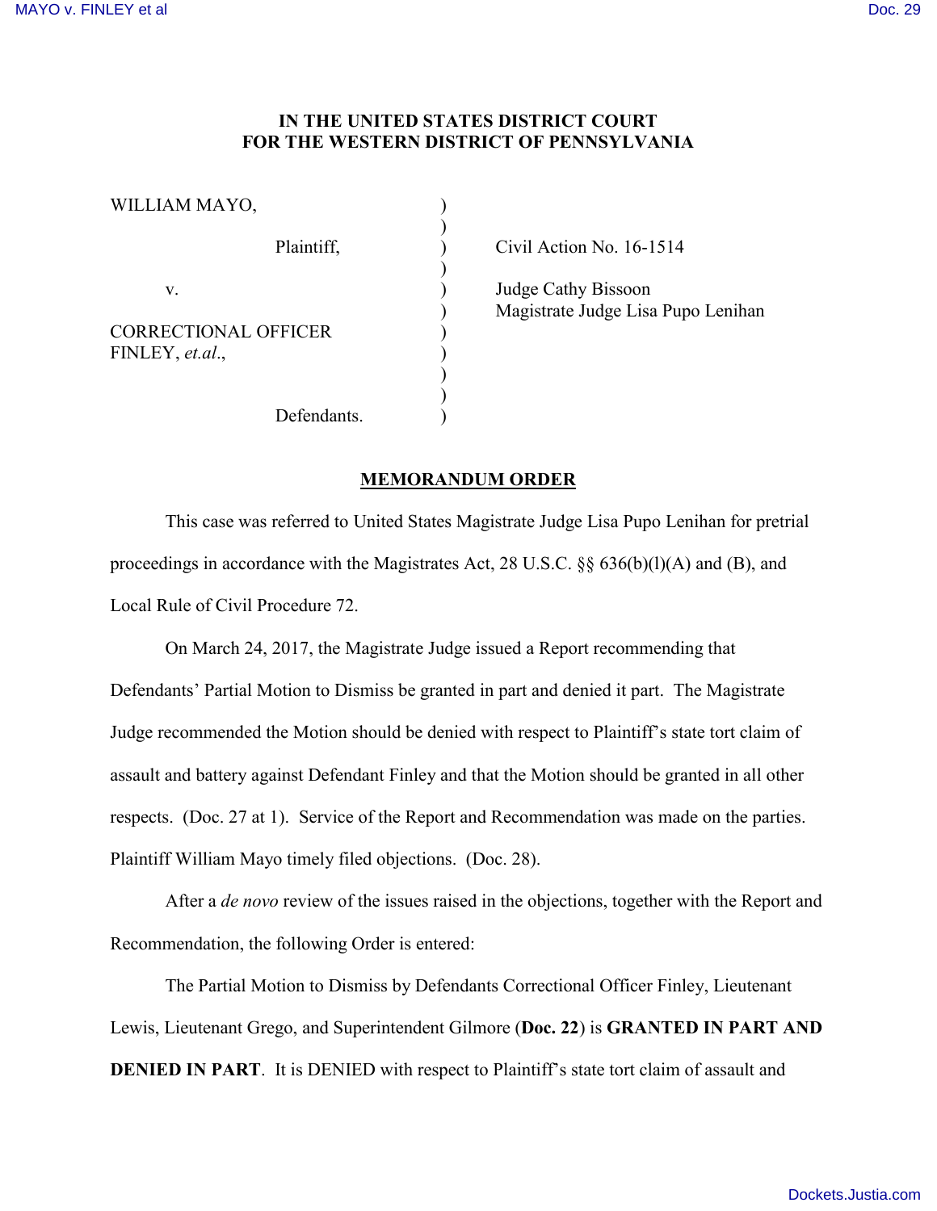**IN THE UNITED STATES DISTRICT COURT**
**FOR THE WESTERN DISTRICT OF PENNSYLVANIA**

| | | |
|---|---|---|
| WILLIAM MAYO, | ) | |
| | ) | |
| Plaintiff, | ) | Civil Action No. 16-1514 |
| | ) | |
| v. | ) | Judge Cathy Bissoon |
| | ) | Magistrate Judge Lisa Pupo Lenihan |
| CORRECTIONAL OFFICER FINLEY, *et.al*., | ) | |
| | ) | |
| Defendants. | ) | |

## MEMORANDUM ORDER

This case was referred to United States Magistrate Judge Lisa Pupo Lenihan for pretrial proceedings in accordance with the Magistrates Act, 28 U.S.C. §§ 636(b)(l)(A) and (B), and Local Rule of Civil Procedure 72.

On March 24, 2017, the Magistrate Judge issued a Report recommending that Defendants' Partial Motion to Dismiss be granted in part and denied it part. The Magistrate Judge recommended the Motion should be denied with respect to Plaintiff's state tort claim of assault and battery against Defendant Finley and that the Motion should be granted in all other respects. (Doc. 27 at 1). Service of the Report and Recommendation was made on the parties. Plaintiff William Mayo timely filed objections. (Doc. 28).

After a *de novo* review of the issues raised in the objections, together with the Report and Recommendation, the following Order is entered:

The Partial Motion to Dismiss by Defendants Correctional Officer Finley, Lieutenant Lewis, Lieutenant Grego, and Superintendent Gilmore (**Doc. 22**) is **GRANTED IN PART AND DENIED IN PART**. It is DENIED with respect to Plaintiff's state tort claim of assault and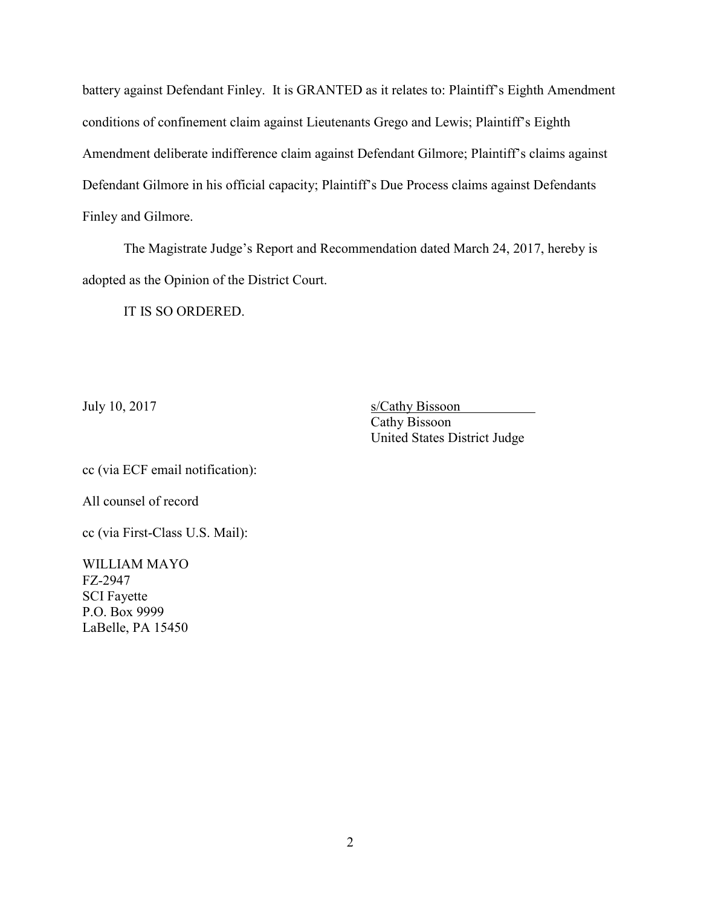battery against Defendant Finley. It is GRANTED as it relates to: Plaintiff's Eighth Amendment conditions of confinement claim against Lieutenants Grego and Lewis; Plaintiff's Eighth Amendment deliberate indifference claim against Defendant Gilmore; Plaintiff's claims against Defendant Gilmore in his official capacity; Plaintiff's Due Process claims against Defendants Finley and Gilmore.

The Magistrate Judge's Report and Recommendation dated March 24, 2017, hereby is adopted as the Opinion of the District Court.

IT IS SO ORDERED.

July 10, 2017

s/Cathy Bissoon
Cathy Bissoon
United States District Judge

cc (via ECF email notification):

All counsel of record

cc (via First-Class U.S. Mail):

WILLIAM MAYO
FZ-2947
SCI Fayette
P.O. Box 9999
LaBelle, PA 15450